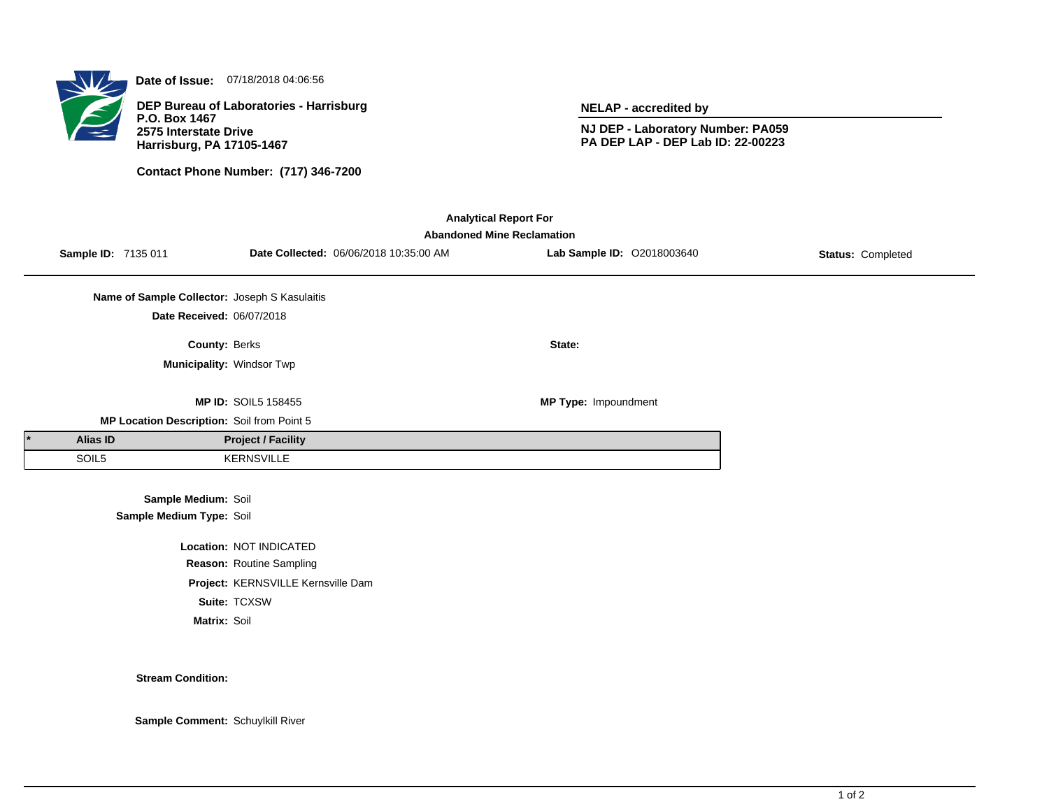**Date of Issue:** 07/18/2018 04:06:56

**DEP Bureau of Laboratories - Harrisburg**
**P.O. Box 1467**
**2575 Interstate Drive**
**Harrisburg, PA 17105-1467**

**Contact Phone Number: (717) 346-7200**

**NELAP - accredited by**

**NJ DEP - Laboratory Number: PA059**
**PA DEP LAP - DEP Lab ID: 22-00223**

## Analytical Report For
## Abandoned Mine Reclamation

**Sample ID:** 7135 011 **Date Collected:** 06/06/2018 10:35:00 AM **Lab Sample ID:** O2018003640 **Status:** Completed

**Name of Sample Collector:** Joseph S Kasulaitis

**Date Received:** 06/07/2018

**County:** Berks **State:**

**Municipality:** Windsor Twp

**MP ID:** SOIL5 158455 **MP Type:** Impoundment

**MP Location Description:** Soil from Point 5

| * | Alias ID | Project / Facility |
|---|---|---|
| | SOIL5 | KERNSVILLE |

**Sample Medium:** Soil

**Sample Medium Type:** Soil

**Location:** NOT INDICATED

**Reason:** Routine Sampling

**Project:** KERNSVILLE Kernsville Dam

**Suite:** TCXSW

**Matrix:** Soil

**Stream Condition:**

**Sample Comment:** Schuylkill River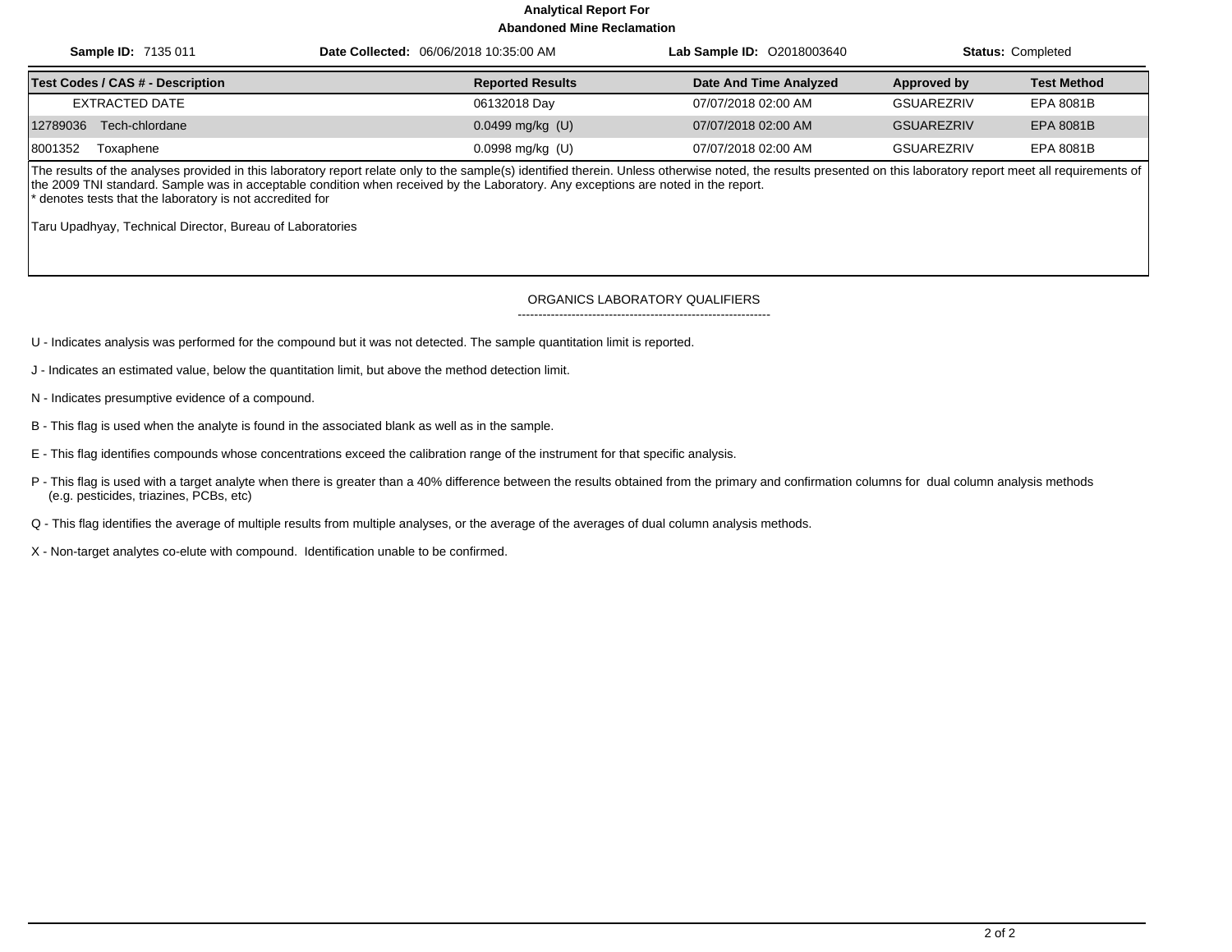**Analytical Report For**
**Abandoned Mine Reclamation**

| | | | |
|---|---|---|---|
| **Sample ID:** 7135 011 | **Date Collected:** 06/06/2018 10:35:00 AM | **Lab Sample ID:** O2018003640 | **Status:** Completed |

| Test Codes / CAS # - Description | Reported Results | Date And Time Analyzed | Approved by | Test Method |
|---|---|---|---|---|
| EXTRACTED DATE | 06132018 Day | 07/07/2018 02:00 AM | GSUAREZRIV | EPA 8081B |
| 12789036 Tech-chlordane | 0.0499 mg/kg (U) | 07/07/2018 02:00 AM | GSUAREZRIV | EPA 8081B |
| 8001352 Toxaphene | 0.0998 mg/kg (U) | 07/07/2018 02:00 AM | GSUAREZRIV | EPA 8081B |

The results of the analyses provided in this laboratory report relate only to the sample(s) identified therein. Unless otherwise noted, the results presented on this laboratory report meet all requirements of the 2009 TNI standard. Sample was in acceptable condition when received by the Laboratory. Any exceptions are noted in the report.
* denotes tests that the laboratory is not accredited for

Taru Upadhyay, Technical Director, Bureau of Laboratories

## ORGANICS LABORATORY QUALIFIERS

U - Indicates analysis was performed for the compound but it was not detected. The sample quantitation limit is reported.

J - Indicates an estimated value, below the quantitation limit, but above the method detection limit.

N - Indicates presumptive evidence of a compound.

B - This flag is used when the analyte is found in the associated blank as well as in the sample.

E - This flag identifies compounds whose concentrations exceed the calibration range of the instrument for that specific analysis.

P - This flag is used with a target analyte when there is greater than a 40% difference between the results obtained from the primary and confirmation columns for dual column analysis methods (e.g. pesticides, triazines, PCBs, etc)

Q - This flag identifies the average of multiple results from multiple analyses, or the average of the averages of dual column analysis methods.

X - Non-target analytes co-elute with compound. Identification unable to be confirmed.